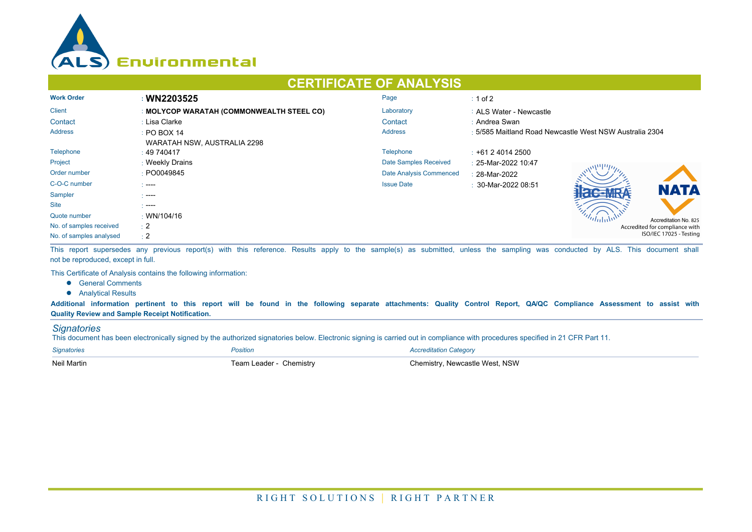ALS Environmental

# CERTIFICATE OF ANALYSIS

| | | | |
|---|---|---|---|
| **Work Order** | : **WN2203525** | Page | : 1 of 2 |
| Client | : **MOLYCOP WARATAH (COMMONWEALTH STEEL CO)** | Laboratory | : ALS Water - Newcastle |
| Contact | : Lisa Clarke | Contact | : Andrea Swan |
| Address | : PO BOX 14 WARATAH NSW, AUSTRALIA 2298 | Address | : 5/585 Maitland Road Newcastle West NSW Australia 2304 |
| Telephone | : 49 740417 | Telephone | : +61 2 4014 2500 |
| Project | : Weekly Drains | Date Samples Received | : 25-Mar-2022 10:47 |
| Order number | : PO0049845 | Date Analysis Commenced | : 28-Mar-2022 |
| C-O-C number | : ---- | Issue Date | : 30-Mar-2022 08:51 |
| Sampler | : ---- | | |
| Site | : ---- | | |
| Quote number | : WN/104/16 | | |
| No. of samples received | : 2 | | |
| No. of samples analysed | : 2 | | |

NATA Accreditation No. 825
Accredited for compliance with ISO/IEC 17025 - Testing

This report supersedes any previous report(s) with this reference. Results apply to the sample(s) as submitted, unless the sampling was conducted by ALS. This document shall not be reproduced, except in full.

This Certificate of Analysis contains the following information:

- General Comments
- Analytical Results

**Additional information pertinent to this report will be found in the following separate attachments: Quality Control Report, QA/QC Compliance Assessment to assist with Quality Review and Sample Receipt Notification.**

## *Signatories*

This document has been electronically signed by the authorized signatories below. Electronic signing is carried out in compliance with procedures specified in 21 CFR Part 11.

| *Signatories* | *Position* | *Accreditation Category* |
|---|---|---|
| Neil Martin | Team Leader - Chemistry | Chemistry, Newcastle West, NSW |

RIGHT SOLUTIONS | RIGHT PARTNER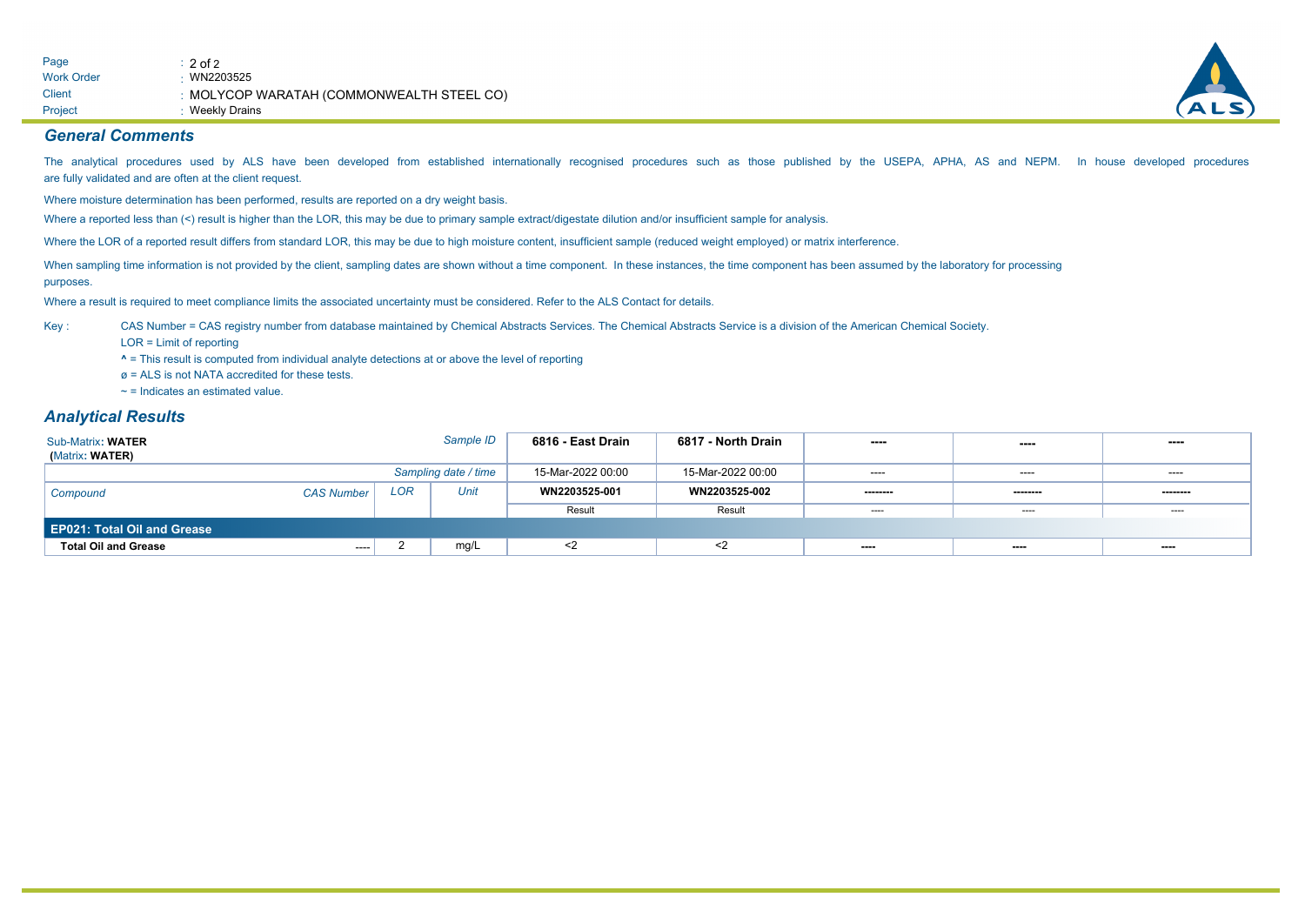Page : 2 of 2
Work Order : WN2203525
Client : MOLYCOP WARATAH (COMMONWEALTH STEEL CO)
Project : Weekly Drains

## General Comments

The analytical procedures used by ALS have been developed from established internationally recognised procedures such as those published by the USEPA, APHA, AS and NEPM. In house developed procedures are fully validated and are often at the client request.

Where moisture determination has been performed, results are reported on a dry weight basis.

Where a reported less than (<) result is higher than the LOR, this may be due to primary sample extract/digestate dilution and/or insufficient sample for analysis.

Where the LOR of a reported result differs from standard LOR, this may be due to high moisture content, insufficient sample (reduced weight employed) or matrix interference.

When sampling time information is not provided by the client, sampling dates are shown without a time component. In these instances, the time component has been assumed by the laboratory for processing purposes.

Where a result is required to meet compliance limits the associated uncertainty must be considered. Refer to the ALS Contact for details.

Key : CAS Number = CAS registry number from database maintained by Chemical Abstracts Services. The Chemical Abstracts Service is a division of the American Chemical Society.
LOR = Limit of reporting
^ = This result is computed from individual analyte detections at or above the level of reporting
ø = ALS is not NATA accredited for these tests.
~ = Indicates an estimated value.

## Analytical Results

| Sub-Matrix: WATER (Matrix: WATER) | | | Sample ID | 6816 - East Drain | 6817 - North Drain | ---- | ---- | ---- |
|---|---|---|---|---|---|---|---|---|
| | | | Sampling date / time | 15-Mar-2022 00:00 | 15-Mar-2022 00:00 | ---- | ---- | ---- |
| Compound | CAS Number | LOR | Unit | WN2203525-001 | WN2203525-002 | -------- | -------- | -------- |
| | | | | Result | Result | ---- | ---- | ---- |
| **EP021: Total Oil and Grease** | | | | | | | | |
| **Total Oil and Grease** | ---- | 2 | mg/L | <2 | <2 | ---- | ---- | ---- |